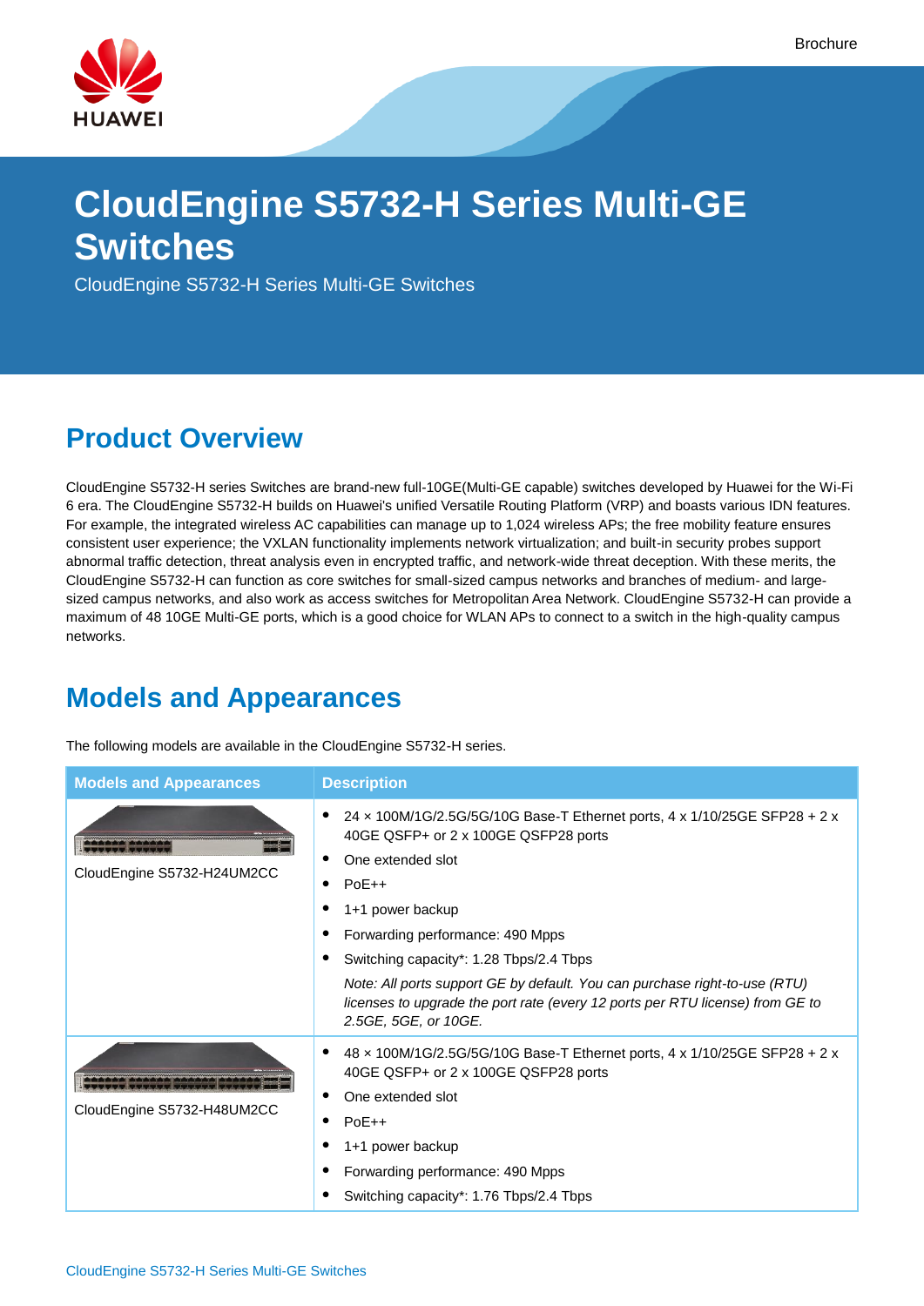# CloudEngine S5732-H Series Multi-GE Switches

CloudEngine S5732-H Series Multi-GE Switches

## Product Overview

CloudEngine S5732-H series Switches are brand-new full-10GE(Multi-GE capable) switches developed by Huawei for the Wi-Fi 6 era. The CloudEngine S5732-H builds on Huawei's unified Versatile Routing Platform (VRP) and boasts various IDN features. For example, the integrated wireless AC capabilities can manage up to 1,024 wireless APs; the free mobility feature ensures consistent user experience; the VXLAN functionality implements network virtualization; and built-in security probes support abnormal traffic detection, threat analysis even in encrypted traffic, and network-wide threat deception. With these merits, the CloudEngine S5732-H can function as core switches for small-sized campus networks and branches of medium- and large-sized campus networks, and also work as access switches for Metropolitan Area Network. CloudEngine S5732-H can provide a maximum of 48 10GE Multi-GE ports, which is a good choice for WLAN APs to connect to a switch in the high-quality campus networks.

## Models and Appearances

The following models are available in the CloudEngine S5732-H series.

| Models and Appearances | Description |
|---|---|
| CloudEngine S5732-H24UM2CC | • 24 × 100M/1G/2.5G/5G/10G Base-T Ethernet ports, 4 x 1/10/25GE SFP28 + 2 x 40GE QSFP+ or 2 x 100GE QSFP28 ports<br>• One extended slot<br>• PoE++<br>• 1+1 power backup<br>• Forwarding performance: 490 Mpps<br>• Switching capacity*: 1.28 Tbps/2.4 Tbps<br>*Note: All ports support GE by default. You can purchase right-to-use (RTU) licenses to upgrade the port rate (every 12 ports per RTU license) from GE to 2.5GE, 5GE, or 10GE.* |
| CloudEngine S5732-H48UM2CC | • 48 × 100M/1G/2.5G/5G/10G Base-T Ethernet ports, 4 x 1/10/25GE SFP28 + 2 x 40GE QSFP+ or 2 x 100GE QSFP28 ports<br>• One extended slot<br>• PoE++<br>• 1+1 power backup<br>• Forwarding performance: 490 Mpps<br>• Switching capacity*: 1.76 Tbps/2.4 Tbps |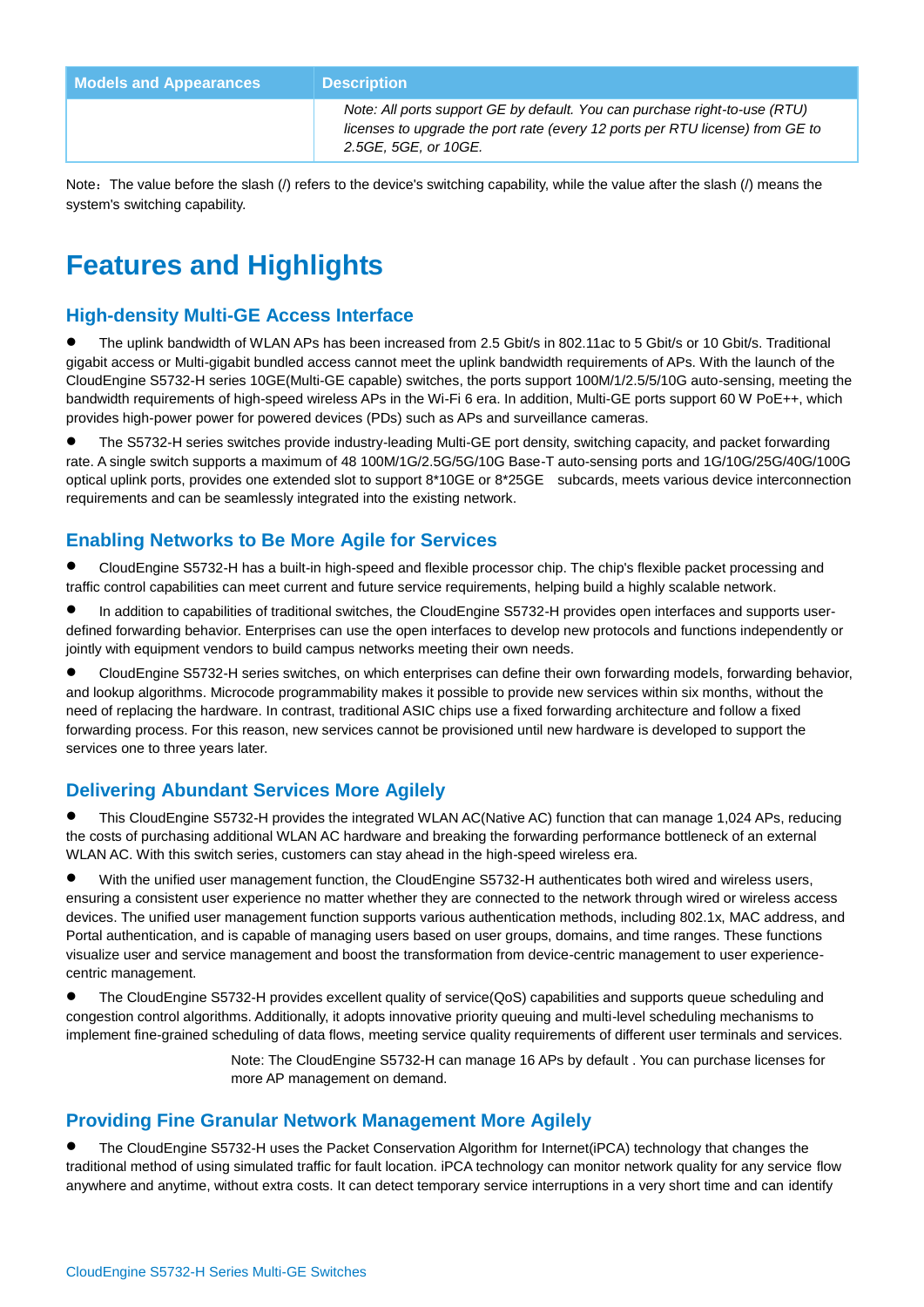| Models and Appearances | Description |
|---|---|
| | *Note: All ports support GE by default. You can purchase right-to-use (RTU) licenses to upgrade the port rate (every 12 ports per RTU license) from GE to 2.5GE, 5GE, or 10GE.* |

Note：The value before the slash (/) refers to the device's switching capability, while the value after the slash (/) means the system's switching capability.

# Features and Highlights

## High-density Multi-GE Access Interface

- The uplink bandwidth of WLAN APs has been increased from 2.5 Gbit/s in 802.11ac to 5 Gbit/s or 10 Gbit/s. Traditional gigabit access or Multi-gigabit bundled access cannot meet the uplink bandwidth requirements of APs. With the launch of the CloudEngine S5732-H series 10GE(Multi-GE capable) switches, the ports support 100M/1/2.5/5/10G auto-sensing, meeting the bandwidth requirements of high-speed wireless APs in the Wi-Fi 6 era. In addition, Multi-GE ports support 60 W PoE++, which provides high-power power for powered devices (PDs) such as APs and surveillance cameras.
- The S5732-H series switches provide industry-leading Multi-GE port density, switching capacity, and packet forwarding rate. A single switch supports a maximum of 48 100M/1G/2.5G/5G/10G Base-T auto-sensing ports and 1G/10G/25G/40G/100G optical uplink ports, provides one extended slot to support 8*10GE or 8*25GE subcards, meets various device interconnection requirements and can be seamlessly integrated into the existing network.

## Enabling Networks to Be More Agile for Services

- CloudEngine S5732-H has a built-in high-speed and flexible processor chip. The chip's flexible packet processing and traffic control capabilities can meet current and future service requirements, helping build a highly scalable network.
- In addition to capabilities of traditional switches, the CloudEngine S5732-H provides open interfaces and supports user-defined forwarding behavior. Enterprises can use the open interfaces to develop new protocols and functions independently or jointly with equipment vendors to build campus networks meeting their own needs.
- CloudEngine S5732-H series switches, on which enterprises can define their own forwarding models, forwarding behavior, and lookup algorithms. Microcode programmability makes it possible to provide new services within six months, without the need of replacing the hardware. In contrast, traditional ASIC chips use a fixed forwarding architecture and follow a fixed forwarding process. For this reason, new services cannot be provisioned until new hardware is developed to support the services one to three years later.

## Delivering Abundant Services More Agilely

- This CloudEngine S5732-H provides the integrated WLAN AC(Native AC) function that can manage 1,024 APs, reducing the costs of purchasing additional WLAN AC hardware and breaking the forwarding performance bottleneck of an external WLAN AC. With this switch series, customers can stay ahead in the high-speed wireless era.
- With the unified user management function, the CloudEngine S5732-H authenticates both wired and wireless users, ensuring a consistent user experience no matter whether they are connected to the network through wired or wireless access devices. The unified user management function supports various authentication methods, including 802.1x, MAC address, and Portal authentication, and is capable of managing users based on user groups, domains, and time ranges. These functions visualize user and service management and boost the transformation from device-centric management to user experience-centric management.
- The CloudEngine S5732-H provides excellent quality of service(QoS) capabilities and supports queue scheduling and congestion control algorithms. Additionally, it adopts innovative priority queuing and multi-level scheduling mechanisms to implement fine-grained scheduling of data flows, meeting service quality requirements of different user terminals and services.

Note: The CloudEngine S5732-H can manage 16 APs by default . You can purchase licenses for more AP management on demand.

## Providing Fine Granular Network Management More Agilely

- The CloudEngine S5732-H uses the Packet Conservation Algorithm for Internet(iPCA) technology that changes the traditional method of using simulated traffic for fault location. iPCA technology can monitor network quality for any service flow anywhere and anytime, without extra costs. It can detect temporary service interruptions in a very short time and can identify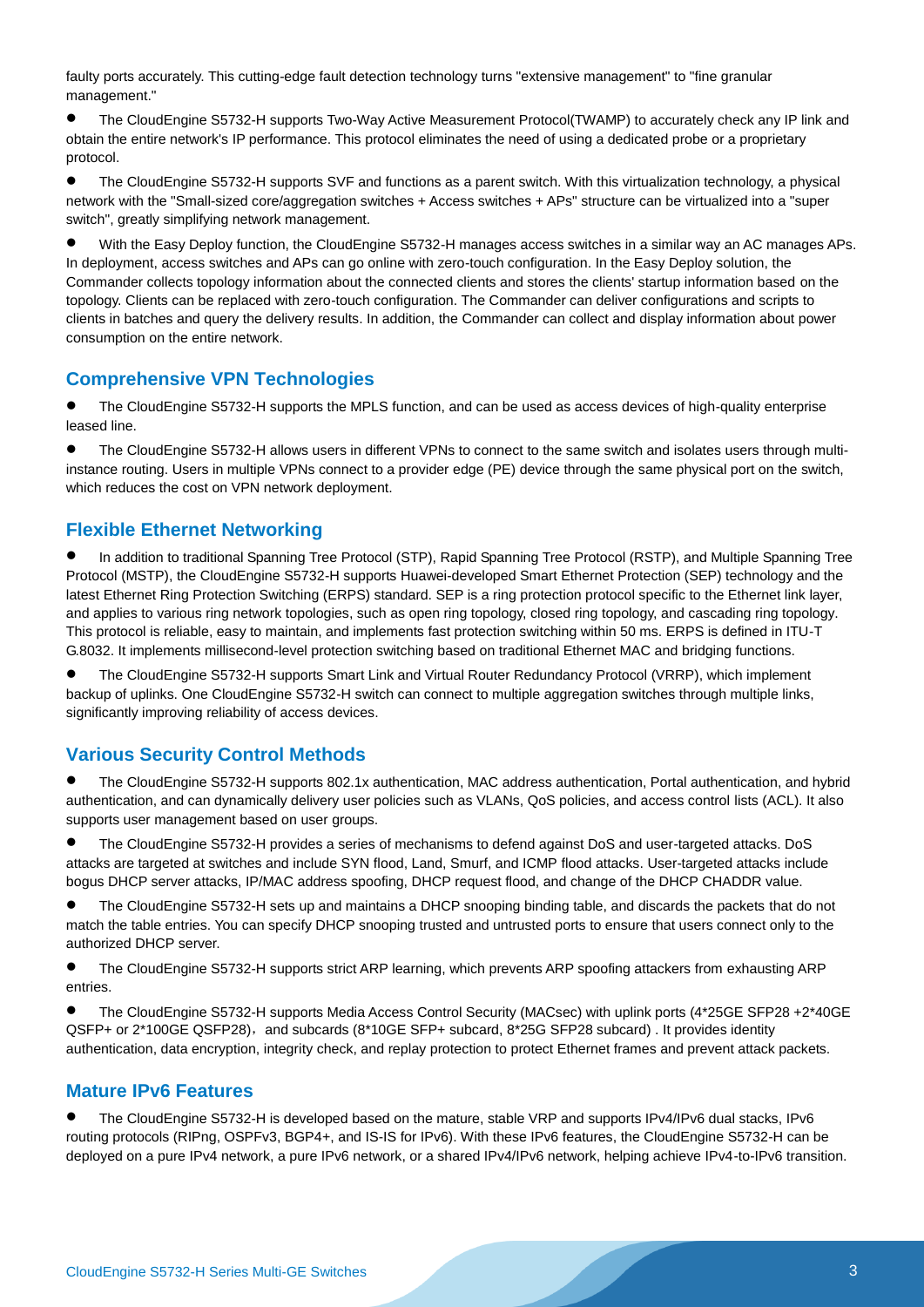faulty ports accurately. This cutting-edge fault detection technology turns "extensive management" to "fine granular management."

- The CloudEngine S5732-H supports Two-Way Active Measurement Protocol(TWAMP) to accurately check any IP link and obtain the entire network's IP performance. This protocol eliminates the need of using a dedicated probe or a proprietary protocol.
- The CloudEngine S5732-H supports SVF and functions as a parent switch. With this virtualization technology, a physical network with the "Small-sized core/aggregation switches + Access switches + APs" structure can be virtualized into a "super switch", greatly simplifying network management.
- With the Easy Deploy function, the CloudEngine S5732-H manages access switches in a similar way an AC manages APs. In deployment, access switches and APs can go online with zero-touch configuration. In the Easy Deploy solution, the Commander collects topology information about the connected clients and stores the clients' startup information based on the topology. Clients can be replaced with zero-touch configuration. The Commander can deliver configurations and scripts to clients in batches and query the delivery results. In addition, the Commander can collect and display information about power consumption on the entire network.

## Comprehensive VPN Technologies

- The CloudEngine S5732-H supports the MPLS function, and can be used as access devices of high-quality enterprise leased line.
- The CloudEngine S5732-H allows users in different VPNs to connect to the same switch and isolates users through multi-instance routing. Users in multiple VPNs connect to a provider edge (PE) device through the same physical port on the switch, which reduces the cost on VPN network deployment.

## Flexible Ethernet Networking

- In addition to traditional Spanning Tree Protocol (STP), Rapid Spanning Tree Protocol (RSTP), and Multiple Spanning Tree Protocol (MSTP), the CloudEngine S5732-H supports Huawei-developed Smart Ethernet Protection (SEP) technology and the latest Ethernet Ring Protection Switching (ERPS) standard. SEP is a ring protection protocol specific to the Ethernet link layer, and applies to various ring network topologies, such as open ring topology, closed ring topology, and cascading ring topology. This protocol is reliable, easy to maintain, and implements fast protection switching within 50 ms. ERPS is defined in ITU-T G.8032. It implements millisecond-level protection switching based on traditional Ethernet MAC and bridging functions.
- The CloudEngine S5732-H supports Smart Link and Virtual Router Redundancy Protocol (VRRP), which implement backup of uplinks. One CloudEngine S5732-H switch can connect to multiple aggregation switches through multiple links, significantly improving reliability of access devices.

## Various Security Control Methods

- The CloudEngine S5732-H supports 802.1x authentication, MAC address authentication, Portal authentication, and hybrid authentication, and can dynamically delivery user policies such as VLANs, QoS policies, and access control lists (ACL). It also supports user management based on user groups.
- The CloudEngine S5732-H provides a series of mechanisms to defend against DoS and user-targeted attacks. DoS attacks are targeted at switches and include SYN flood, Land, Smurf, and ICMP flood attacks. User-targeted attacks include bogus DHCP server attacks, IP/MAC address spoofing, DHCP request flood, and change of the DHCP CHADDR value.
- The CloudEngine S5732-H sets up and maintains a DHCP snooping binding table, and discards the packets that do not match the table entries. You can specify DHCP snooping trusted and untrusted ports to ensure that users connect only to the authorized DHCP server.
- The CloudEngine S5732-H supports strict ARP learning, which prevents ARP spoofing attackers from exhausting ARP entries.
- The CloudEngine S5732-H supports Media Access Control Security (MACsec) with uplink ports (4*25GE SFP28 +2*40GE QSFP+ or 2*100GE QSFP28)，and subcards (8*10GE SFP+ subcard, 8*25G SFP28 subcard) . It provides identity authentication, data encryption, integrity check, and replay protection to protect Ethernet frames and prevent attack packets.

## Mature IPv6 Features

- The CloudEngine S5732-H is developed based on the mature, stable VRP and supports IPv4/IPv6 dual stacks, IPv6 routing protocols (RIPng, OSPFv3, BGP4+, and IS-IS for IPv6). With these IPv6 features, the CloudEngine S5732-H can be deployed on a pure IPv4 network, a pure IPv6 network, or a shared IPv4/IPv6 network, helping achieve IPv4-to-IPv6 transition.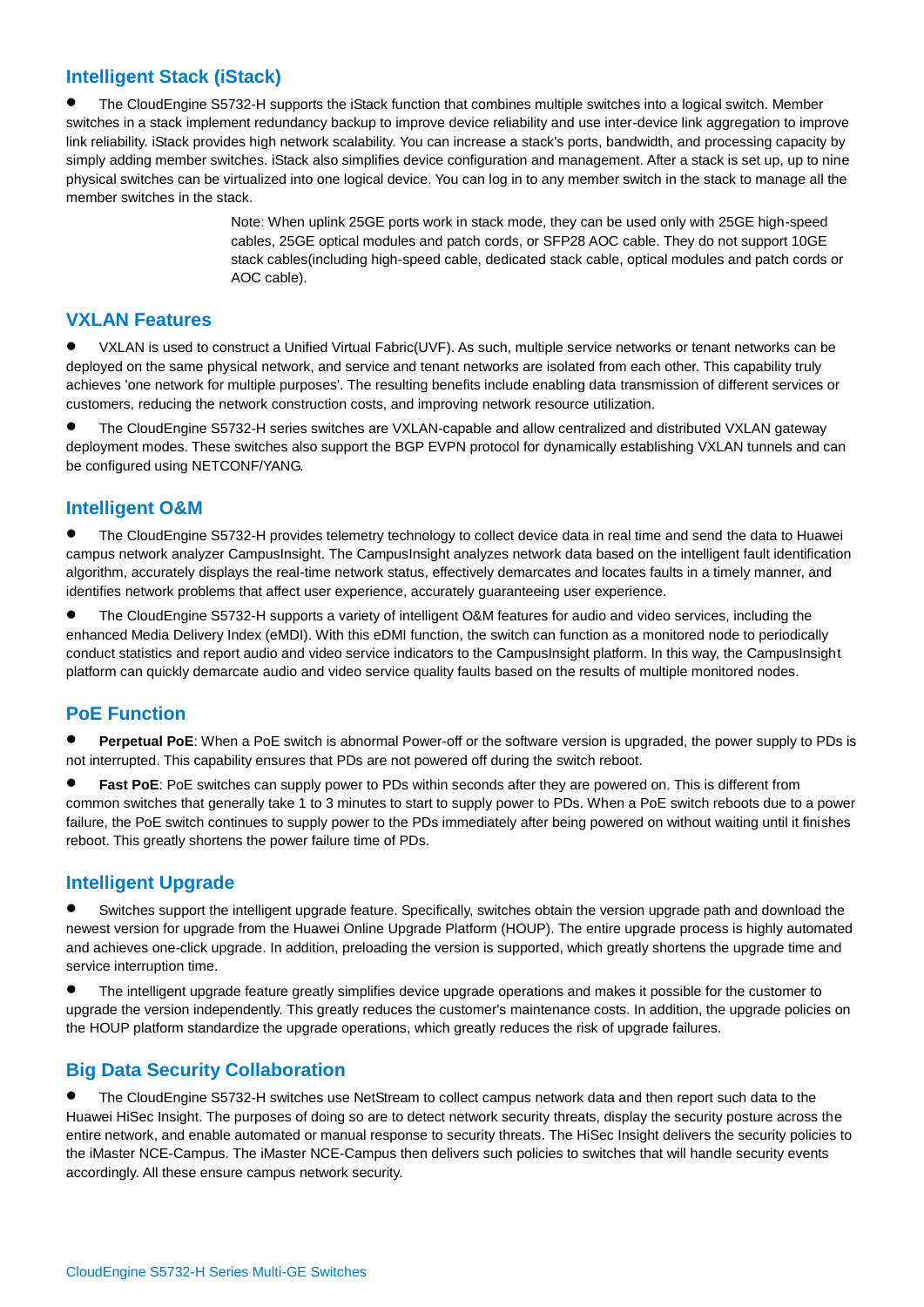## Intelligent Stack (iStack)

- The CloudEngine S5732-H supports the iStack function that combines multiple switches into a logical switch. Member switches in a stack implement redundancy backup to improve device reliability and use inter-device link aggregation to improve link reliability. iStack provides high network scalability. You can increase a stack's ports, bandwidth, and processing capacity by simply adding member switches. iStack also simplifies device configuration and management. After a stack is set up, up to nine physical switches can be virtualized into one logical device. You can log in to any member switch in the stack to manage all the member switches in the stack.

  Note: When uplink 25GE ports work in stack mode, they can be used only with 25GE high-speed cables, 25GE optical modules and patch cords, or SFP28 AOC cable. They do not support 10GE stack cables(including high-speed cable, dedicated stack cable, optical modules and patch cords or AOC cable).

## VXLAN Features

- VXLAN is used to construct a Unified Virtual Fabric(UVF). As such, multiple service networks or tenant networks can be deployed on the same physical network, and service and tenant networks are isolated from each other. This capability truly achieves 'one network for multiple purposes'. The resulting benefits include enabling data transmission of different services or customers, reducing the network construction costs, and improving network resource utilization.
- The CloudEngine S5732-H series switches are VXLAN-capable and allow centralized and distributed VXLAN gateway deployment modes. These switches also support the BGP EVPN protocol for dynamically establishing VXLAN tunnels and can be configured using NETCONF/YANG.

## Intelligent O&M

- The CloudEngine S5732-H provides telemetry technology to collect device data in real time and send the data to Huawei campus network analyzer CampusInsight. The CampusInsight analyzes network data based on the intelligent fault identification algorithm, accurately displays the real-time network status, effectively demarcates and locates faults in a timely manner, and identifies network problems that affect user experience, accurately guaranteeing user experience.
- The CloudEngine S5732-H supports a variety of intelligent O&M features for audio and video services, including the enhanced Media Delivery Index (eMDI). With this eDMI function, the switch can function as a monitored node to periodically conduct statistics and report audio and video service indicators to the CampusInsight platform. In this way, the CampusInsight platform can quickly demarcate audio and video service quality faults based on the results of multiple monitored nodes.

## PoE Function

- **Perpetual PoE**: When a PoE switch is abnormal Power-off or the software version is upgraded, the power supply to PDs is not interrupted. This capability ensures that PDs are not powered off during the switch reboot.
- **Fast PoE**: PoE switches can supply power to PDs within seconds after they are powered on. This is different from common switches that generally take 1 to 3 minutes to start to supply power to PDs. When a PoE switch reboots due to a power failure, the PoE switch continues to supply power to the PDs immediately after being powered on without waiting until it finishes reboot. This greatly shortens the power failure time of PDs.

## Intelligent Upgrade

- Switches support the intelligent upgrade feature. Specifically, switches obtain the version upgrade path and download the newest version for upgrade from the Huawei Online Upgrade Platform (HOUP). The entire upgrade process is highly automated and achieves one-click upgrade. In addition, preloading the version is supported, which greatly shortens the upgrade time and service interruption time.
- The intelligent upgrade feature greatly simplifies device upgrade operations and makes it possible for the customer to upgrade the version independently. This greatly reduces the customer's maintenance costs. In addition, the upgrade policies on the HOUP platform standardize the upgrade operations, which greatly reduces the risk of upgrade failures.

## Big Data Security Collaboration

- The CloudEngine S5732-H switches use NetStream to collect campus network data and then report such data to the Huawei HiSec Insight. The purposes of doing so are to detect network security threats, display the security posture across the entire network, and enable automated or manual response to security threats. The HiSec Insight delivers the security policies to the iMaster NCE-Campus. The iMaster NCE-Campus then delivers such policies to switches that will handle security events accordingly. All these ensure campus network security.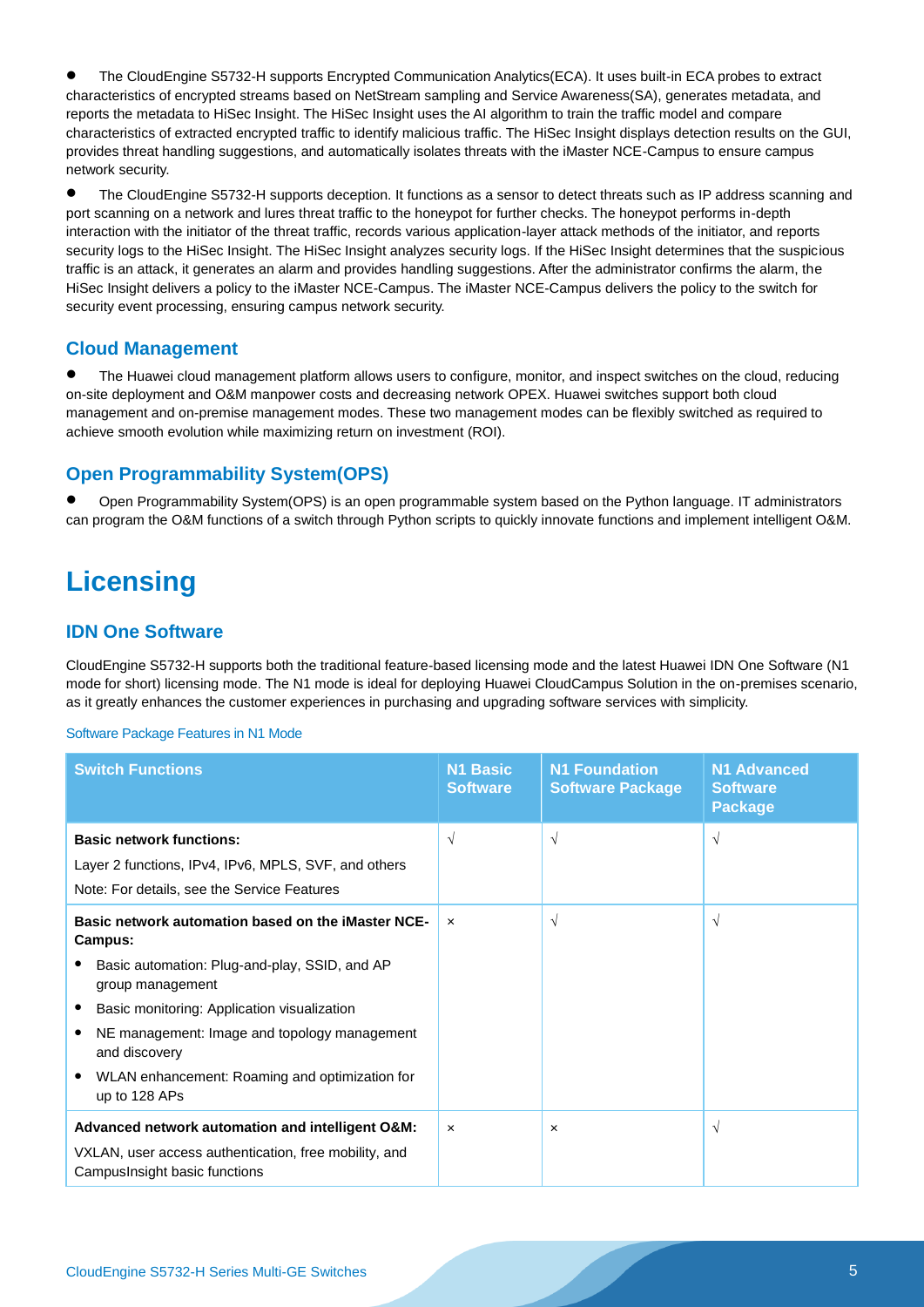- The CloudEngine S5732-H supports Encrypted Communication Analytics(ECA). It uses built-in ECA probes to extract characteristics of encrypted streams based on NetStream sampling and Service Awareness(SA), generates metadata, and reports the metadata to HiSec Insight. The HiSec Insight uses the AI algorithm to train the traffic model and compare characteristics of extracted encrypted traffic to identify malicious traffic. The HiSec Insight displays detection results on the GUI, provides threat handling suggestions, and automatically isolates threats with the iMaster NCE-Campus to ensure campus network security.
- The CloudEngine S5732-H supports deception. It functions as a sensor to detect threats such as IP address scanning and port scanning on a network and lures threat traffic to the honeypot for further checks. The honeypot performs in-depth interaction with the initiator of the threat traffic, records various application-layer attack methods of the initiator, and reports security logs to the HiSec Insight. The HiSec Insight analyzes security logs. If the HiSec Insight determines that the suspicious traffic is an attack, it generates an alarm and provides handling suggestions. After the administrator confirms the alarm, the HiSec Insight delivers a policy to the iMaster NCE-Campus. The iMaster NCE-Campus delivers the policy to the switch for security event processing, ensuring campus network security.

### Cloud Management

- The Huawei cloud management platform allows users to configure, monitor, and inspect switches on the cloud, reducing on-site deployment and O&M manpower costs and decreasing network OPEX. Huawei switches support both cloud management and on-premise management modes. These two management modes can be flexibly switched as required to achieve smooth evolution while maximizing return on investment (ROI).

### Open Programmability System(OPS)

- Open Programmability System(OPS) is an open programmable system based on the Python language. IT administrators can program the O&M functions of a switch through Python scripts to quickly innovate functions and implement intelligent O&M.

# Licensing

### IDN One Software

CloudEngine S5732-H supports both the traditional feature-based licensing mode and the latest Huawei IDN One Software (N1 mode for short) licensing mode. The N1 mode is ideal for deploying Huawei CloudCampus Solution in the on-premises scenario, as it greatly enhances the customer experiences in purchasing and upgrading software services with simplicity.

Software Package Features in N1 Mode

| Switch Functions | N1 Basic Software | N1 Foundation Software Package | N1 Advanced Software Package |
|---|---|---|---|
| **Basic network functions:**<br>Layer 2 functions, IPv4, IPv6, MPLS, SVF, and others<br>Note: For details, see the Service Features | √ | √ | √ |
| **Basic network automation based on the iMaster NCE-Campus:**<br>• Basic automation: Plug-and-play, SSID, and AP group management<br>• Basic monitoring: Application visualization<br>• NE management: Image and topology management and discovery<br>• WLAN enhancement: Roaming and optimization for up to 128 APs | × | √ | √ |
| **Advanced network automation and intelligent O&M:**<br>VXLAN, user access authentication, free mobility, and CampusInsight basic functions | × | × | √ |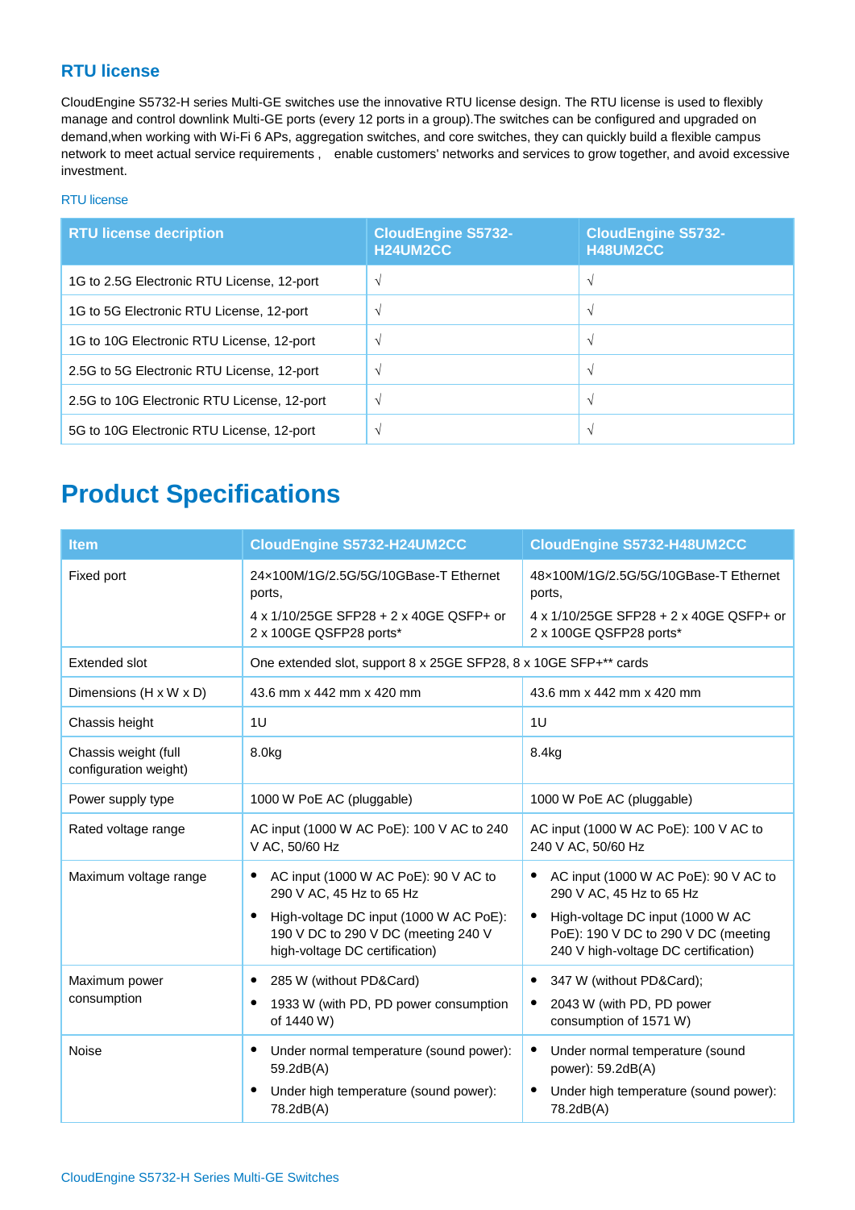## RTU license

CloudEngine S5732-H series Multi-GE switches use the innovative RTU license design. The RTU license is used to flexibly manage and control downlink Multi-GE ports (every 12 ports in a group).The switches can be configured and upgraded on demand,when working with Wi-Fi 6 APs, aggregation switches, and core switches, they can quickly build a flexible campus network to meet actual service requirements， enable customers' networks and services to grow together, and avoid excessive investment.

RTU license

| RTU license decription | CloudEngine S5732-H24UM2CC | CloudEngine S5732-H48UM2CC |
|---|---|---|
| 1G to 2.5G Electronic RTU License, 12-port | √ | √ |
| 1G to 5G Electronic RTU License, 12-port | √ | √ |
| 1G to 10G Electronic RTU License, 12-port | √ | √ |
| 2.5G to 5G Electronic RTU License, 12-port | √ | √ |
| 2.5G to 10G Electronic RTU License, 12-port | √ | √ |
| 5G to 10G Electronic RTU License, 12-port | √ | √ |

# Product Specifications

| Item | CloudEngine S5732-H24UM2CC | CloudEngine S5732-H48UM2CC |
|---|---|---|
| Fixed port | 24×100M/1G/2.5G/5G/10GBase-T Ethernet ports,<br>4 x 1/10/25GE SFP28 + 2 x 40GE QSFP+ or 2 x 100GE QSFP28 ports* | 48×100M/1G/2.5G/5G/10GBase-T Ethernet ports,<br>4 x 1/10/25GE SFP28 + 2 x 40GE QSFP+ or 2 x 100GE QSFP28 ports* |
| Extended slot | One extended slot, support 8 x 25GE SFP28, 8 x 10GE SFP+** cards | |
| Dimensions (H x W x D) | 43.6 mm x 442 mm x 420 mm | 43.6 mm x 442 mm x 420 mm |
| Chassis height | 1U | 1U |
| Chassis weight (full configuration weight) | 8.0kg | 8.4kg |
| Power supply type | 1000 W PoE AC (pluggable) | 1000 W PoE AC (pluggable) |
| Rated voltage range | AC input (1000 W AC PoE): 100 V AC to 240 V AC, 50/60 Hz | AC input (1000 W AC PoE): 100 V AC to 240 V AC, 50/60 Hz |
| Maximum voltage range | • AC input (1000 W AC PoE): 90 V AC to 290 V AC, 45 Hz to 65 Hz<br>• High-voltage DC input (1000 W AC PoE): 190 V DC to 290 V DC (meeting 240 V high-voltage DC certification) | • AC input (1000 W AC PoE): 90 V AC to 290 V AC, 45 Hz to 65 Hz<br>• High-voltage DC input (1000 W AC PoE): 190 V DC to 290 V DC (meeting 240 V high-voltage DC certification) |
| Maximum power consumption | • 285 W (without PD&Card)<br>• 1933 W (with PD, PD power consumption of 1440 W) | • 347 W (without PD&Card);<br>• 2043 W (with PD, PD power consumption of 1571 W) |
| Noise | • Under normal temperature (sound power): 59.2dB(A)<br>• Under high temperature (sound power): 78.2dB(A) | • Under normal temperature (sound power): 59.2dB(A)<br>• Under high temperature (sound power): 78.2dB(A) |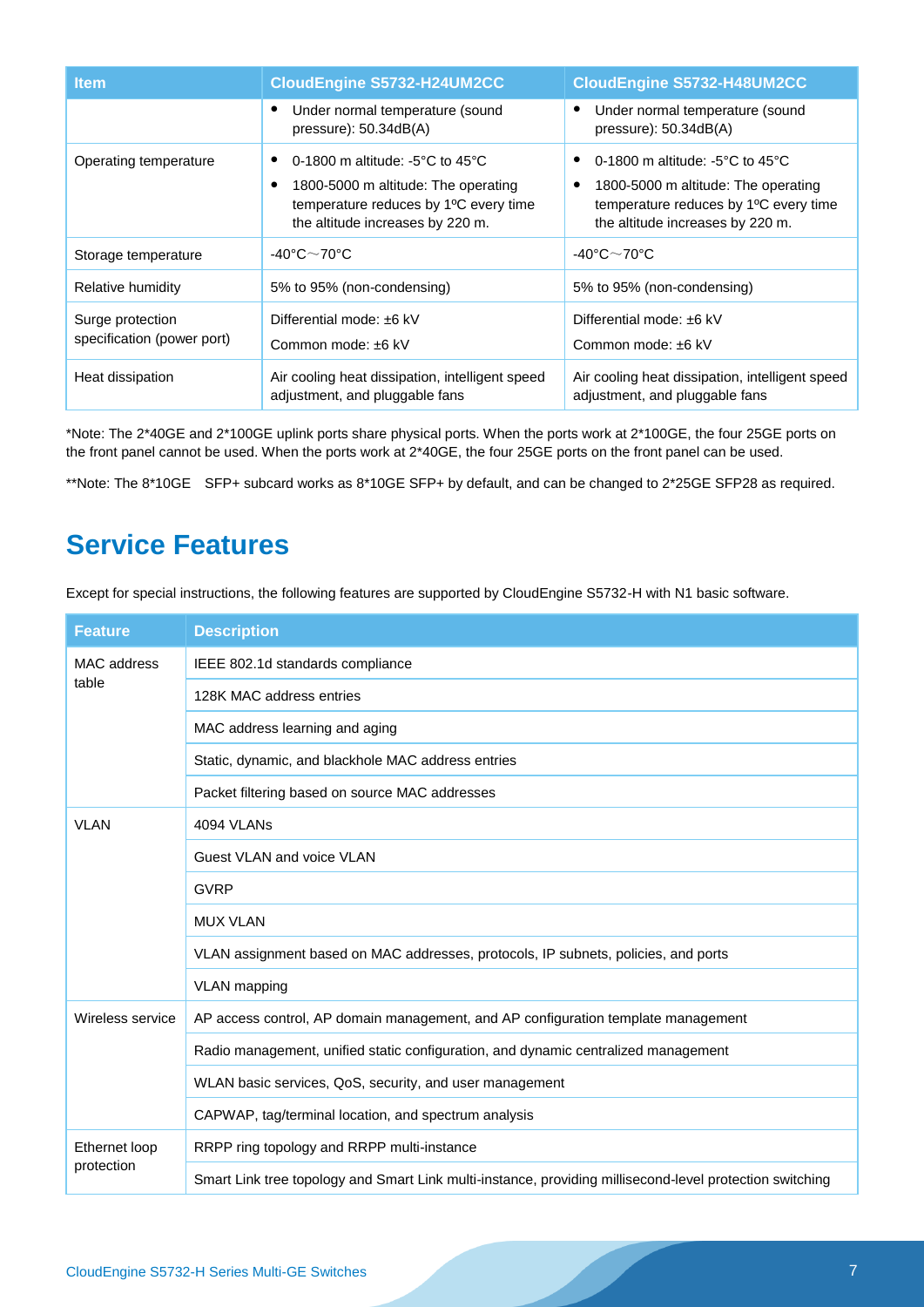| Item | CloudEngine S5732-H24UM2CC | CloudEngine S5732-H48UM2CC |
|---|---|---|
| | • Under normal temperature (sound pressure): 50.34dB(A) | • Under normal temperature (sound pressure): 50.34dB(A) |
| Operating temperature | • 0-1800 m altitude: -5°C to 45°C<br>• 1800-5000 m altitude: The operating temperature reduces by 1ºC every time the altitude increases by 220 m. | • 0-1800 m altitude: -5°C to 45°C<br>• 1800-5000 m altitude: The operating temperature reduces by 1ºC every time the altitude increases by 220 m. |
| Storage temperature | -40°C～70°C | -40°C～70°C |
| Relative humidity | 5% to 95% (non-condensing) | 5% to 95% (non-condensing) |
| Surge protection specification (power port) | Differential mode: ±6 kV<br>Common mode: ±6 kV | Differential mode: ±6 kV<br>Common mode: ±6 kV |
| Heat dissipation | Air cooling heat dissipation, intelligent speed adjustment, and pluggable fans | Air cooling heat dissipation, intelligent speed adjustment, and pluggable fans |

*Note: The 2*40GE and 2*100GE uplink ports share physical ports. When the ports work at 2*100GE, the four 25GE ports on the front panel cannot be used. When the ports work at 2*40GE, the four 25GE ports on the front panel can be used.

**Note: The 8*10GE SFP+ subcard works as 8*10GE SFP+ by default, and can be changed to 2*25GE SFP28 as required.

# Service Features

Except for special instructions, the following features are supported by CloudEngine S5732-H with N1 basic software.

| Feature | Description |
|---|---|
| MAC address table | IEEE 802.1d standards compliance |
| | 128K MAC address entries |
| | MAC address learning and aging |
| | Static, dynamic, and blackhole MAC address entries |
| | Packet filtering based on source MAC addresses |
| VLAN | 4094 VLANs |
| | Guest VLAN and voice VLAN |
| | GVRP |
| | MUX VLAN |
| | VLAN assignment based on MAC addresses, protocols, IP subnets, policies, and ports |
| | VLAN mapping |
| Wireless service | AP access control, AP domain management, and AP configuration template management |
| | Radio management, unified static configuration, and dynamic centralized management |
| | WLAN basic services, QoS, security, and user management |
| | CAPWAP, tag/terminal location, and spectrum analysis |
| Ethernet loop protection | RRPP ring topology and RRPP multi-instance |
| | Smart Link tree topology and Smart Link multi-instance, providing millisecond-level protection switching |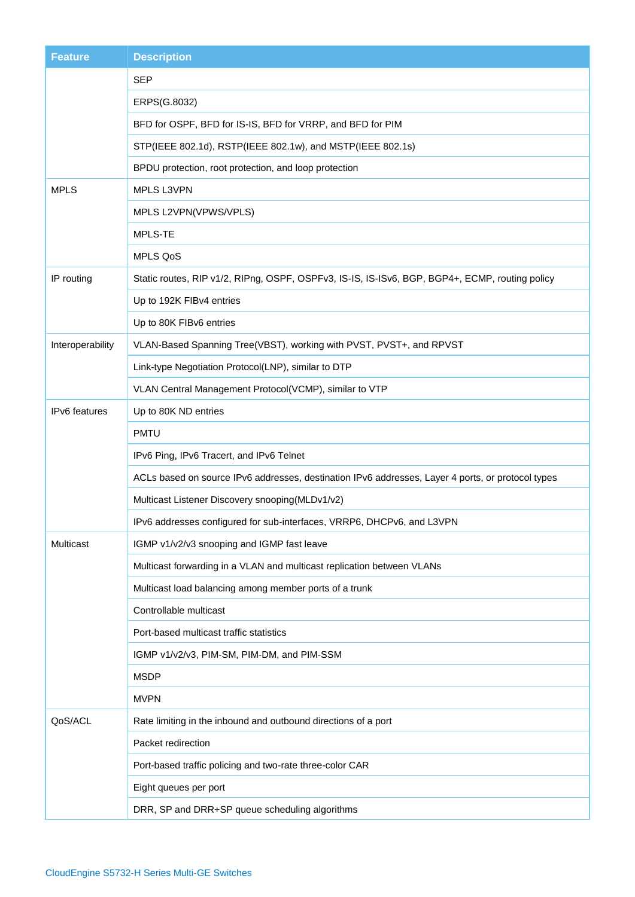| Feature | Description |
|---|---|
| | SEP |
| | ERPS(G.8032) |
| | BFD for OSPF, BFD for IS-IS, BFD for VRRP, and BFD for PIM |
| | STP(IEEE 802.1d), RSTP(IEEE 802.1w), and MSTP(IEEE 802.1s) |
| | BPDU protection, root protection, and loop protection |
| MPLS | MPLS L3VPN |
| | MPLS L2VPN(VPWS/VPLS) |
| | MPLS-TE |
| | MPLS QoS |
| IP routing | Static routes, RIP v1/2, RIPng, OSPF, OSPFv3, IS-IS, IS-ISv6, BGP, BGP4+, ECMP, routing policy |
| | Up to 192K FIBv4 entries |
| | Up to 80K FIBv6 entries |
| Interoperability | VLAN-Based Spanning Tree(VBST), working with PVST, PVST+, and RPVST |
| | Link-type Negotiation Protocol(LNP), similar to DTP |
| | VLAN Central Management Protocol(VCMP), similar to VTP |
| IPv6 features | Up to 80K ND entries |
| | PMTU |
| | IPv6 Ping, IPv6 Tracert, and IPv6 Telnet |
| | ACLs based on source IPv6 addresses, destination IPv6 addresses, Layer 4 ports, or protocol types |
| | Multicast Listener Discovery snooping(MLDv1/v2) |
| | IPv6 addresses configured for sub-interfaces, VRRP6, DHCPv6, and L3VPN |
| Multicast | IGMP v1/v2/v3 snooping and IGMP fast leave |
| | Multicast forwarding in a VLAN and multicast replication between VLANs |
| | Multicast load balancing among member ports of a trunk |
| | Controllable multicast |
| | Port-based multicast traffic statistics |
| | IGMP v1/v2/v3, PIM-SM, PIM-DM, and PIM-SSM |
| | MSDP |
| | MVPN |
| QoS/ACL | Rate limiting in the inbound and outbound directions of a port |
| | Packet redirection |
| | Port-based traffic policing and two-rate three-color CAR |
| | Eight queues per port |
| | DRR, SP and DRR+SP queue scheduling algorithms |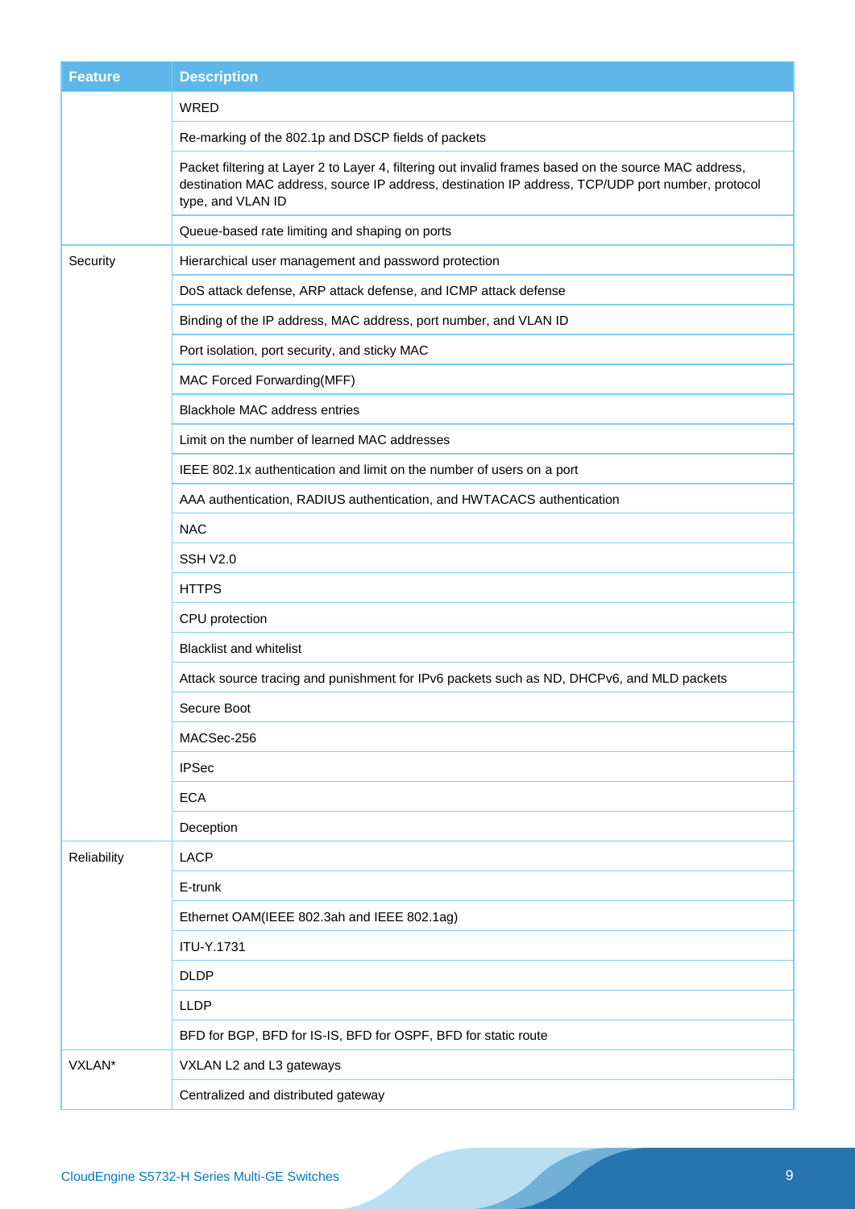| Feature | Description |
|---|---|
| | WRED |
| | Re-marking of the 802.1p and DSCP fields of packets |
| | Packet filtering at Layer 2 to Layer 4, filtering out invalid frames based on the source MAC address, destination MAC address, source IP address, destination IP address, TCP/UDP port number, protocol type, and VLAN ID |
| | Queue-based rate limiting and shaping on ports |
| Security | Hierarchical user management and password protection |
| | DoS attack defense, ARP attack defense, and ICMP attack defense |
| | Binding of the IP address, MAC address, port number, and VLAN ID |
| | Port isolation, port security, and sticky MAC |
| | MAC Forced Forwarding(MFF) |
| | Blackhole MAC address entries |
| | Limit on the number of learned MAC addresses |
| | IEEE 802.1x authentication and limit on the number of users on a port |
| | AAA authentication, RADIUS authentication, and HWTACACS authentication |
| | NAC |
| | SSH V2.0 |
| | HTTPS |
| | CPU protection |
| | Blacklist and whitelist |
| | Attack source tracing and punishment for IPv6 packets such as ND, DHCPv6, and MLD packets |
| | Secure Boot |
| | MACSec-256 |
| | IPSec |
| | ECA |
| | Deception |
| Reliability | LACP |
| | E-trunk |
| | Ethernet OAM(IEEE 802.3ah and IEEE 802.1ag) |
| | ITU-Y.1731 |
| | DLDP |
| | LLDP |
| | BFD for BGP, BFD for IS-IS, BFD for OSPF, BFD for static route |
| VXLAN* | VXLAN L2 and L3 gateways |
| | Centralized and distributed gateway |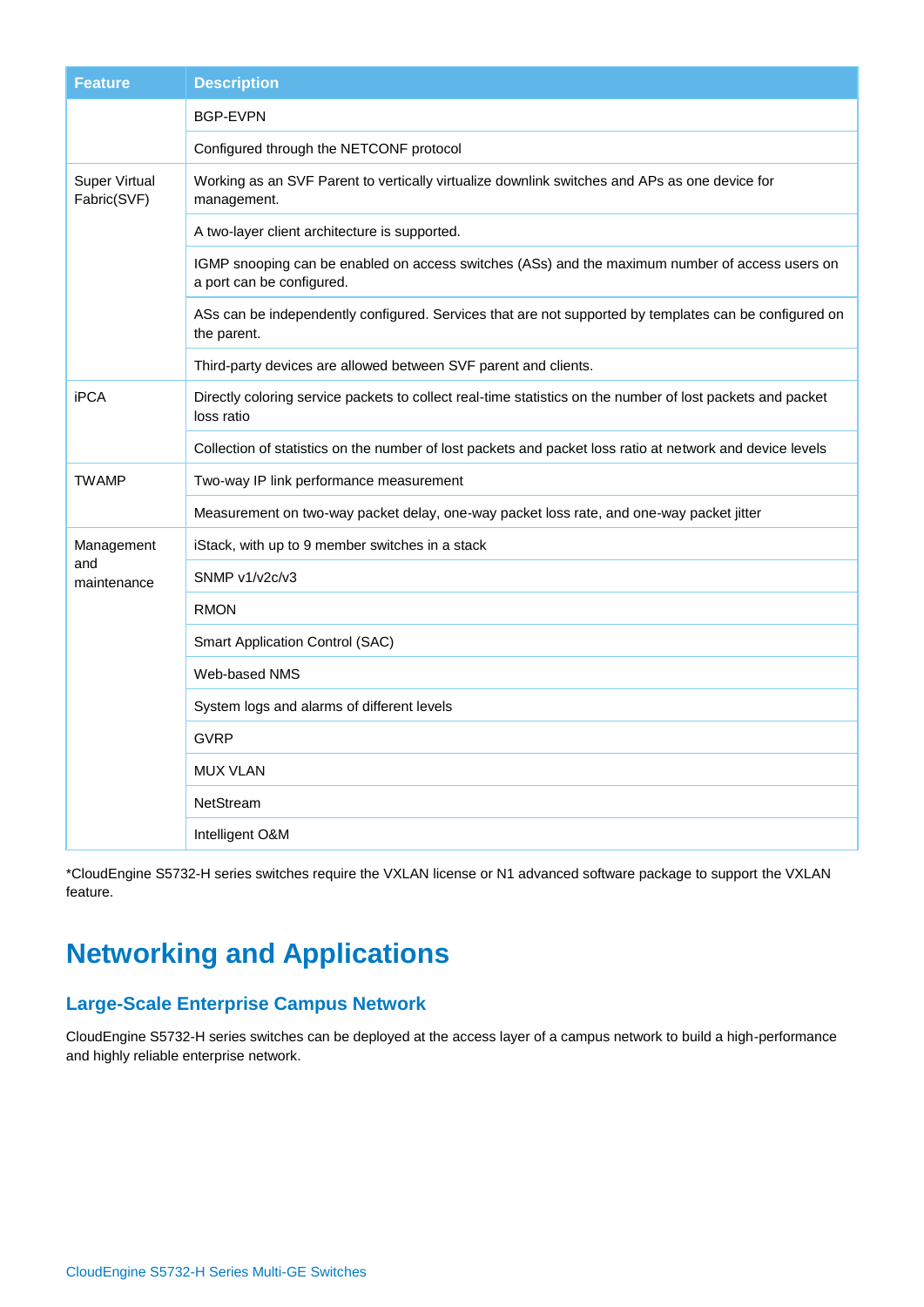| Feature | Description |
| --- | --- |
| | BGP-EVPN |
| | Configured through the NETCONF protocol |
| Super Virtual Fabric(SVF) | Working as an SVF Parent to vertically virtualize downlink switches and APs as one device for management. |
| | A two-layer client architecture is supported. |
| | IGMP snooping can be enabled on access switches (ASs) and the maximum number of access users on a port can be configured. |
| | ASs can be independently configured. Services that are not supported by templates can be configured on the parent. |
| | Third-party devices are allowed between SVF parent and clients. |
| iPCA | Directly coloring service packets to collect real-time statistics on the number of lost packets and packet loss ratio |
| | Collection of statistics on the number of lost packets and packet loss ratio at network and device levels |
| TWAMP | Two-way IP link performance measurement |
| | Measurement on two-way packet delay, one-way packet loss rate, and one-way packet jitter |
| Management and maintenance | iStack, with up to 9 member switches in a stack |
| | SNMP v1/v2c/v3 |
| | RMON |
| | Smart Application Control (SAC) |
| | Web-based NMS |
| | System logs and alarms of different levels |
| | GVRP |
| | MUX VLAN |
| | NetStream |
| | Intelligent O&M |

*CloudEngine S5732-H series switches require the VXLAN license or N1 advanced software package to support the VXLAN feature.

# Networking and Applications

## Large-Scale Enterprise Campus Network

CloudEngine S5732-H series switches can be deployed at the access layer of a campus network to build a high-performance and highly reliable enterprise network.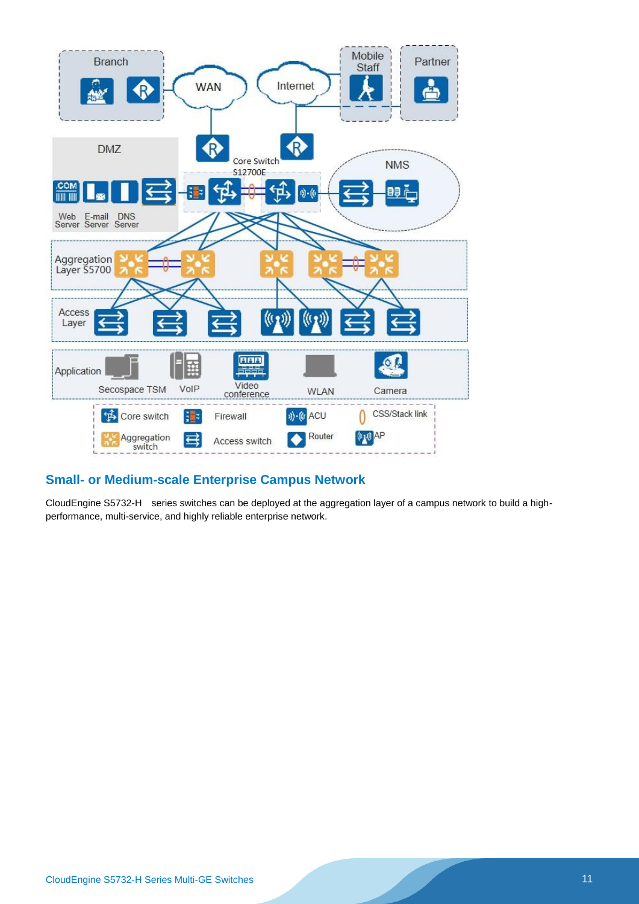## Small- or Medium-scale Enterprise Campus Network

CloudEngine S5732-H series switches can be deployed at the aggregation layer of a campus network to build a high-performance, multi-service, and highly reliable enterprise network.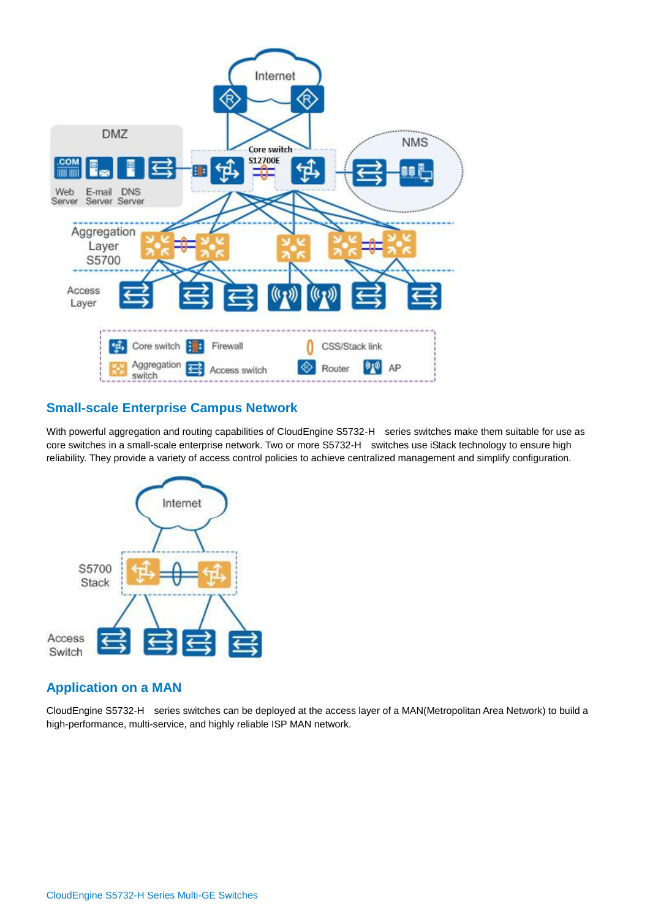## Small-scale Enterprise Campus Network

With powerful aggregation and routing capabilities of CloudEngine S5732-H series switches make them suitable for use as core switches in a small-scale enterprise network. Two or more S5732-H switches use iStack technology to ensure high reliability. They provide a variety of access control policies to achieve centralized management and simplify configuration.

## Application on a MAN

CloudEngine S5732-H series switches can be deployed at the access layer of a MAN(Metropolitan Area Network) to build a high-performance, multi-service, and highly reliable ISP MAN network.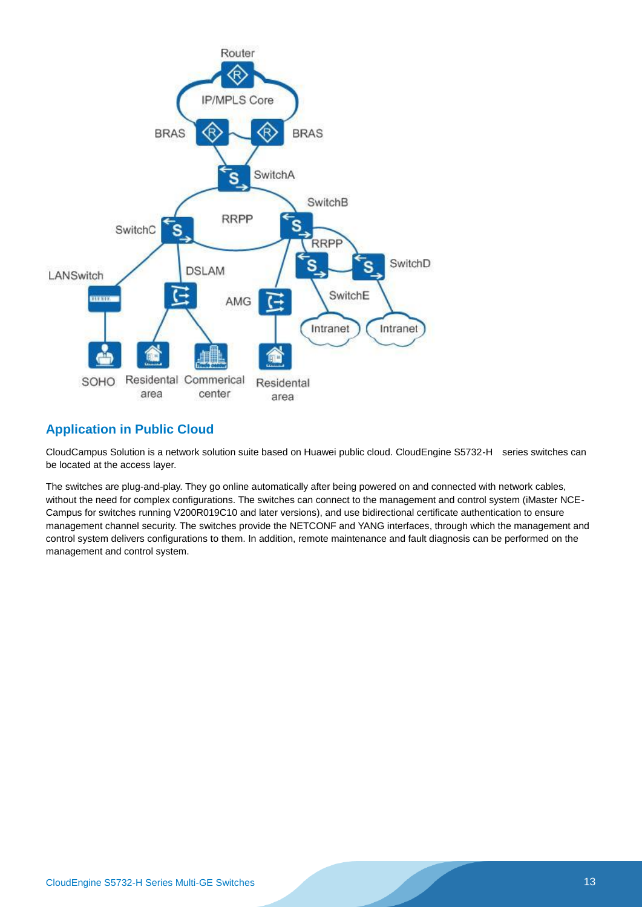## Application in Public Cloud

CloudCampus Solution is a network solution suite based on Huawei public cloud. CloudEngine S5732-H series switches can be located at the access layer.

The switches are plug-and-play. They go online automatically after being powered on and connected with network cables, without the need for complex configurations. The switches can connect to the management and control system (iMaster NCE-Campus for switches running V200R019C10 and later versions), and use bidirectional certificate authentication to ensure management channel security. The switches provide the NETCONF and YANG interfaces, through which the management and control system delivers configurations to them. In addition, remote maintenance and fault diagnosis can be performed on the management and control system.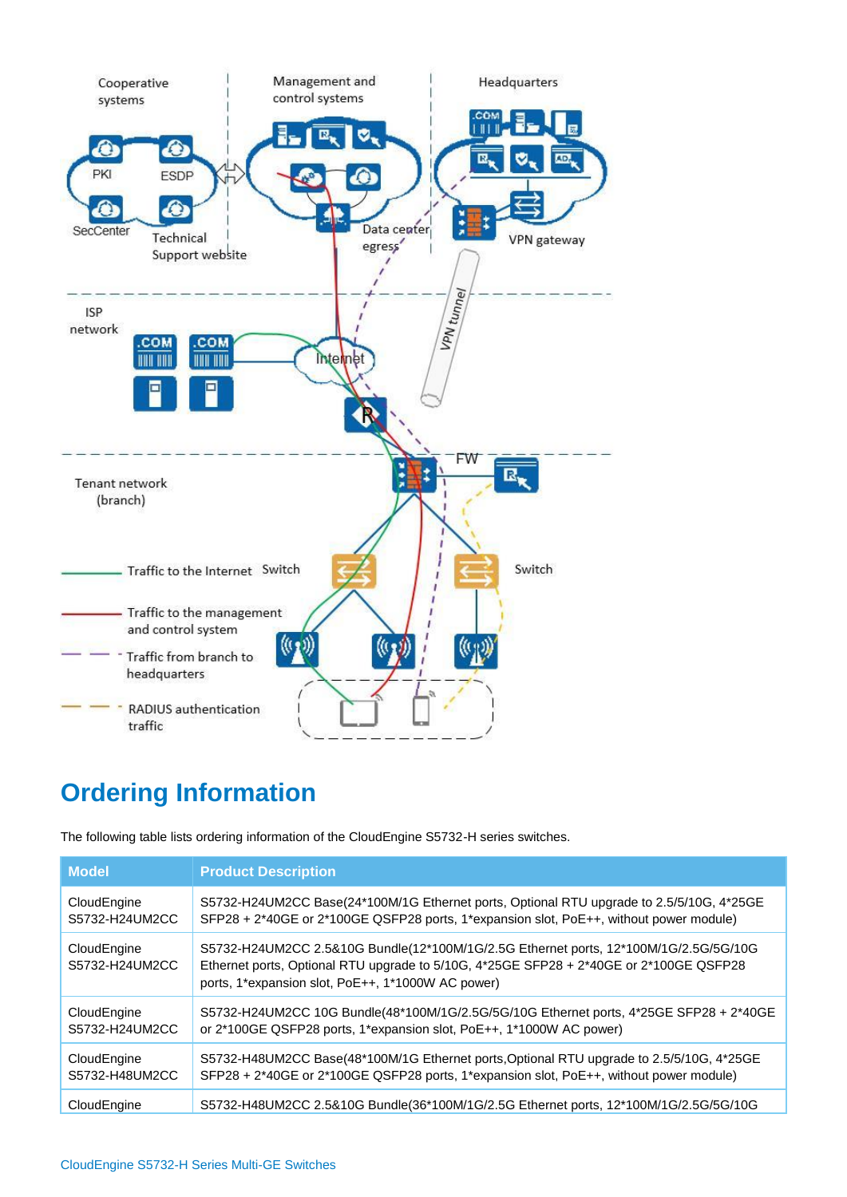## Ordering Information

The following table lists ordering information of the CloudEngine S5732-H series switches.

| Model | Product Description |
| --- | --- |
| CloudEngine S5732-H24UM2CC | S5732-H24UM2CC Base(24*100M/1G Ethernet ports, Optional RTU upgrade to 2.5/5/10G, 4*25GE SFP28 + 2*40GE or 2*100GE QSFP28 ports, 1*expansion slot, PoE++, without power module) |
| CloudEngine S5732-H24UM2CC | S5732-H24UM2CC 2.5&10G Bundle(12*100M/1G/2.5G Ethernet ports, 12*100M/1G/2.5G/5G/10G Ethernet ports, Optional RTU upgrade to 5/10G, 4*25GE SFP28 + 2*40GE or 2*100GE QSFP28 ports, 1*expansion slot, PoE++, 1*1000W AC power) |
| CloudEngine S5732-H24UM2CC | S5732-H24UM2CC 10G Bundle(48*100M/1G/2.5G/5G/10G Ethernet ports, 4*25GE SFP28 + 2*40GE or 2*100GE QSFP28 ports, 1*expansion slot, PoE++, 1*1000W AC power) |
| CloudEngine S5732-H48UM2CC | S5732-H48UM2CC Base(48*100M/1G Ethernet ports,Optional RTU upgrade to 2.5/5/10G, 4*25GE SFP28 + 2*40GE or 2*100GE QSFP28 ports, 1*expansion slot, PoE++, without power module) |
| CloudEngine | S5732-H48UM2CC 2.5&10G Bundle(36*100M/1G/2.5G Ethernet ports, 12*100M/1G/2.5G/5G/10G |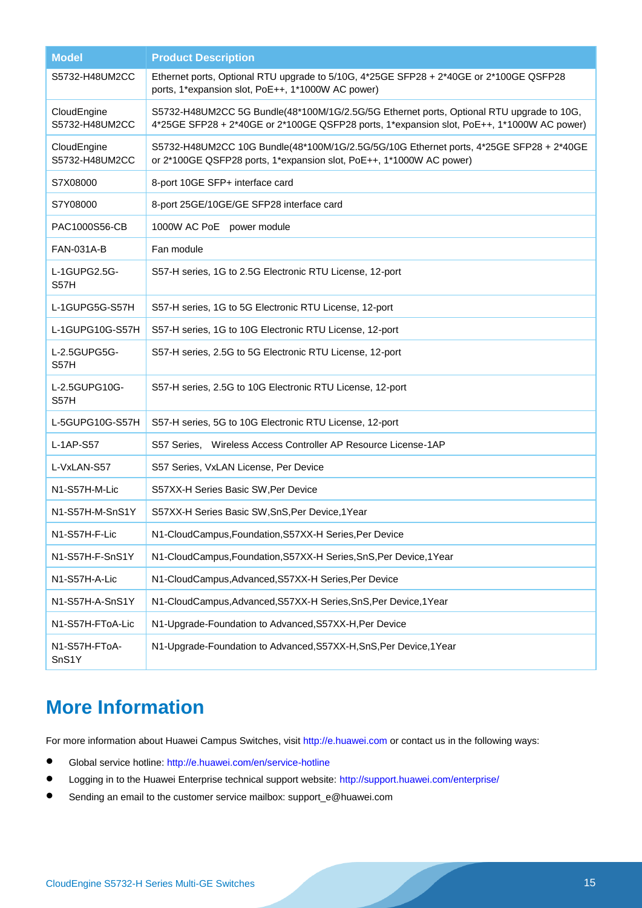| Model | Product Description |
| --- | --- |
| S5732-H48UM2CC | Ethernet ports, Optional RTU upgrade to 5/10G, 4*25GE SFP28 + 2*40GE or 2*100GE QSFP28 ports, 1*expansion slot, PoE++, 1*1000W AC power) |
| CloudEngine S5732-H48UM2CC | S5732-H48UM2CC 5G Bundle(48*100M/1G/2.5G/5G Ethernet ports, Optional RTU upgrade to 10G, 4*25GE SFP28 + 2*40GE or 2*100GE QSFP28 ports, 1*expansion slot, PoE++, 1*1000W AC power) |
| CloudEngine S5732-H48UM2CC | S5732-H48UM2CC 10G Bundle(48*100M/1G/2.5G/5G/10G Ethernet ports, 4*25GE SFP28 + 2*40GE or 2*100GE QSFP28 ports, 1*expansion slot, PoE++, 1*1000W AC power) |
| S7X08000 | 8-port 10GE SFP+ interface card |
| S7Y08000 | 8-port 25GE/10GE/GE SFP28 interface card |
| PAC1000S56-CB | 1000W AC PoE power module |
| FAN-031A-B | Fan module |
| L-1GUPG2.5G-S57H | S57-H series, 1G to 2.5G Electronic RTU License, 12-port |
| L-1GUPG5G-S57H | S57-H series, 1G to 5G Electronic RTU License, 12-port |
| L-1GUPG10G-S57H | S57-H series, 1G to 10G Electronic RTU License, 12-port |
| L-2.5GUPG5G-S57H | S57-H series, 2.5G to 5G Electronic RTU License, 12-port |
| L-2.5GUPG10G-S57H | S57-H series, 2.5G to 10G Electronic RTU License, 12-port |
| L-5GUPG10G-S57H | S57-H series, 5G to 10G Electronic RTU License, 12-port |
| L-1AP-S57 | S57 Series, Wireless Access Controller AP Resource License-1AP |
| L-VxLAN-S57 | S57 Series, VxLAN License, Per Device |
| N1-S57H-M-Lic | S57XX-H Series Basic SW,Per Device |
| N1-S57H-M-SnS1Y | S57XX-H Series Basic SW,SnS,Per Device,1Year |
| N1-S57H-F-Lic | N1-CloudCampus,Foundation,S57XX-H Series,Per Device |
| N1-S57H-F-SnS1Y | N1-CloudCampus,Foundation,S57XX-H Series,SnS,Per Device,1Year |
| N1-S57H-A-Lic | N1-CloudCampus,Advanced,S57XX-H Series,Per Device |
| N1-S57H-A-SnS1Y | N1-CloudCampus,Advanced,S57XX-H Series,SnS,Per Device,1Year |
| N1-S57H-FToA-Lic | N1-Upgrade-Foundation to Advanced,S57XX-H,Per Device |
| N1-S57H-FToA-SnS1Y | N1-Upgrade-Foundation to Advanced,S57XX-H,SnS,Per Device,1Year |

# More Information

For more information about Huawei Campus Switches, visit http://e.huawei.com or contact us in the following ways:

- Global service hotline: http://e.huawei.com/en/service-hotline
- Logging in to the Huawei Enterprise technical support website: http://support.huawei.com/enterprise/
- Sending an email to the customer service mailbox: support_e@huawei.com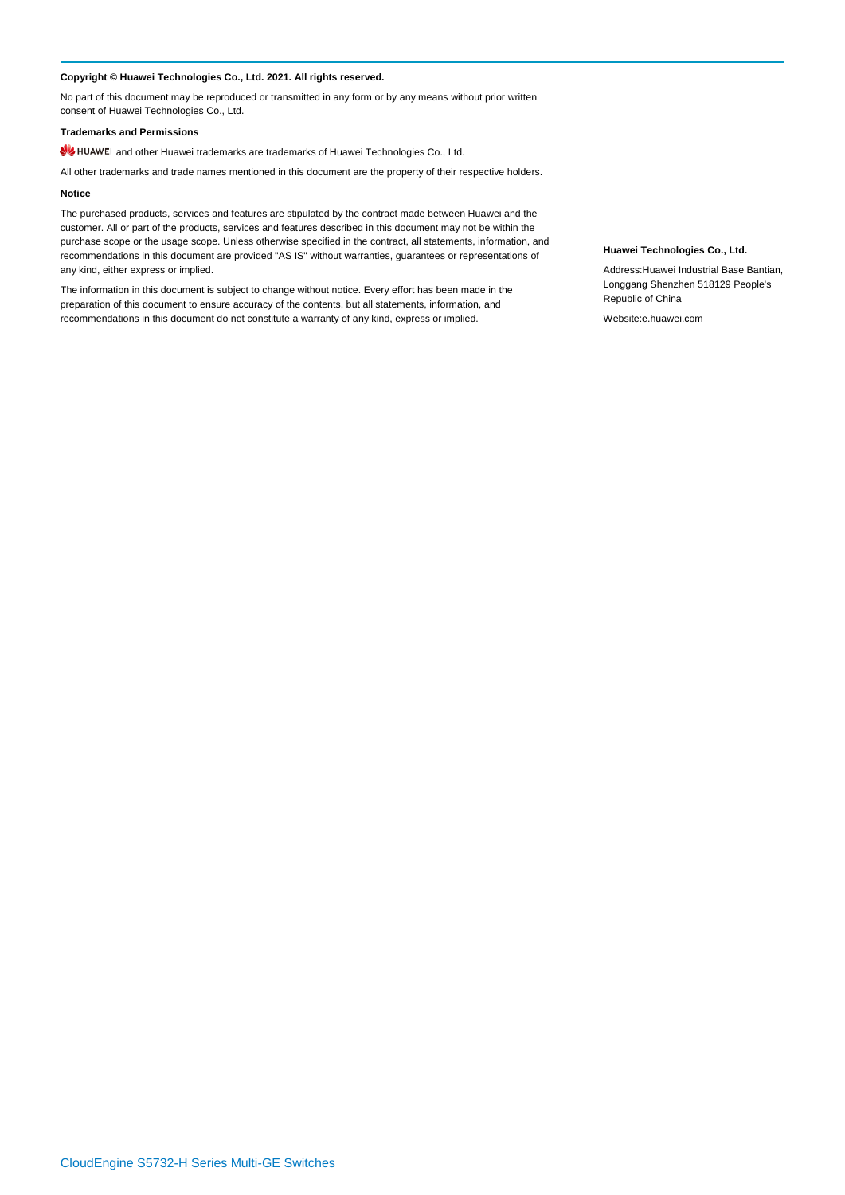**Copyright © Huawei Technologies Co., Ltd. 2021. All rights reserved.**

No part of this document may be reproduced or transmitted in any form or by any means without prior written consent of Huawei Technologies Co., Ltd.

**Trademarks and Permissions**

HUAWEI and other Huawei trademarks are trademarks of Huawei Technologies Co., Ltd.

All other trademarks and trade names mentioned in this document are the property of their respective holders.

**Notice**

The purchased products, services and features are stipulated by the contract made between Huawei and the customer. All or part of the products, services and features described in this document may not be within the purchase scope or the usage scope. Unless otherwise specified in the contract, all statements, information, and recommendations in this document are provided "AS IS" without warranties, guarantees or representations of any kind, either express or implied.

The information in this document is subject to change without notice. Every effort has been made in the preparation of this document to ensure accuracy of the contents, but all statements, information, and recommendations in this document do not constitute a warranty of any kind, express or implied.

**Huawei Technologies Co., Ltd.**

Address:Huawei Industrial Base Bantian, Longgang Shenzhen 518129 People's Republic of China

Website:e.huawei.com